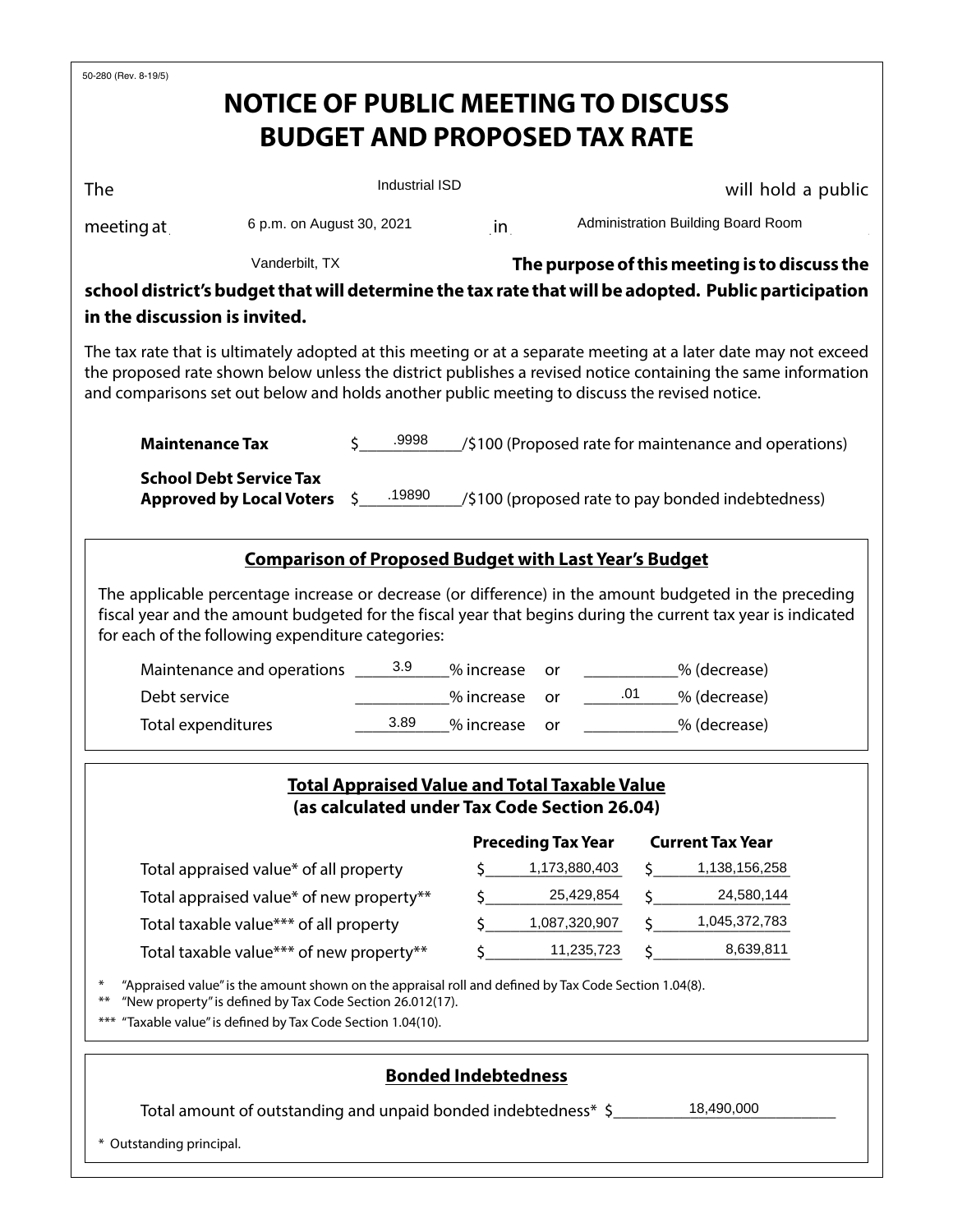50-280 (Rev. 8-19/5)

# NOTICE OF PUBLIC MEETING TO DISCUSS BUDGET AND PROPOSED TAX RATE

The Industrial ISD will hold a public meeting at 6 p.m. on August 30, 2021 in Administration Building Board Room Vanderbilt, TX **The purpose of this meeting is to discuss the school district's budget that will determine the tax rate that will be adopted. Public participation in the discussion is invited.**

The tax rate that is ultimately adopted at this meeting or at a separate meeting at a later date may not exceed the proposed rate shown below unless the district publishes a revised notice containing the same information and comparisons set out below and holds another public meeting to discuss the revised notice.

**Maintenance Tax** $ .9998 /$100 (Proposed rate for maintenance and operations)

**School Debt Service Tax Approved by Local Voters** $ .19890 /$100 (proposed rate to pay bonded indebtedness)

## Comparison of Proposed Budget with Last Year's Budget

The applicable percentage increase or decrease (or difference) in the amount budgeted in the preceding fiscal year and the amount budgeted for the fiscal year that begins during the current tax year is indicated for each of the following expenditure categories:

| | % increase | or | % (decrease) |
|---|---|---|---|
| Maintenance and operations | 3.9 | or | |
| Debt service | | or | .01 |
| Total expenditures | 3.89 | or | |

## Total Appraised Value and Total Taxable Value (as calculated under Tax Code Section 26.04)

| | Preceding Tax Year | Current Tax Year |
|---|---|---|
| Total appraised value* of all property | $ 1,173,880,403 | $ 1,138,156,258 |
| Total appraised value* of new property** | $ 25,429,854 | $ 24,580,144 |
| Total taxable value*** of all property | $ 1,087,320,907 | $ 1,045,372,783 |
| Total taxable value*** of new property** | $ 11,235,723 | $ 8,639,811 |

\* "Appraised value" is the amount shown on the appraisal roll and defined by Tax Code Section 1.04(8).

** "New property" is defined by Tax Code Section 26.012(17).

*** "Taxable value" is defined by Tax Code Section 1.04(10).

## Bonded Indebtedness

Total amount of outstanding and unpaid bonded indebtedness* $ 18,490,000

\* Outstanding principal.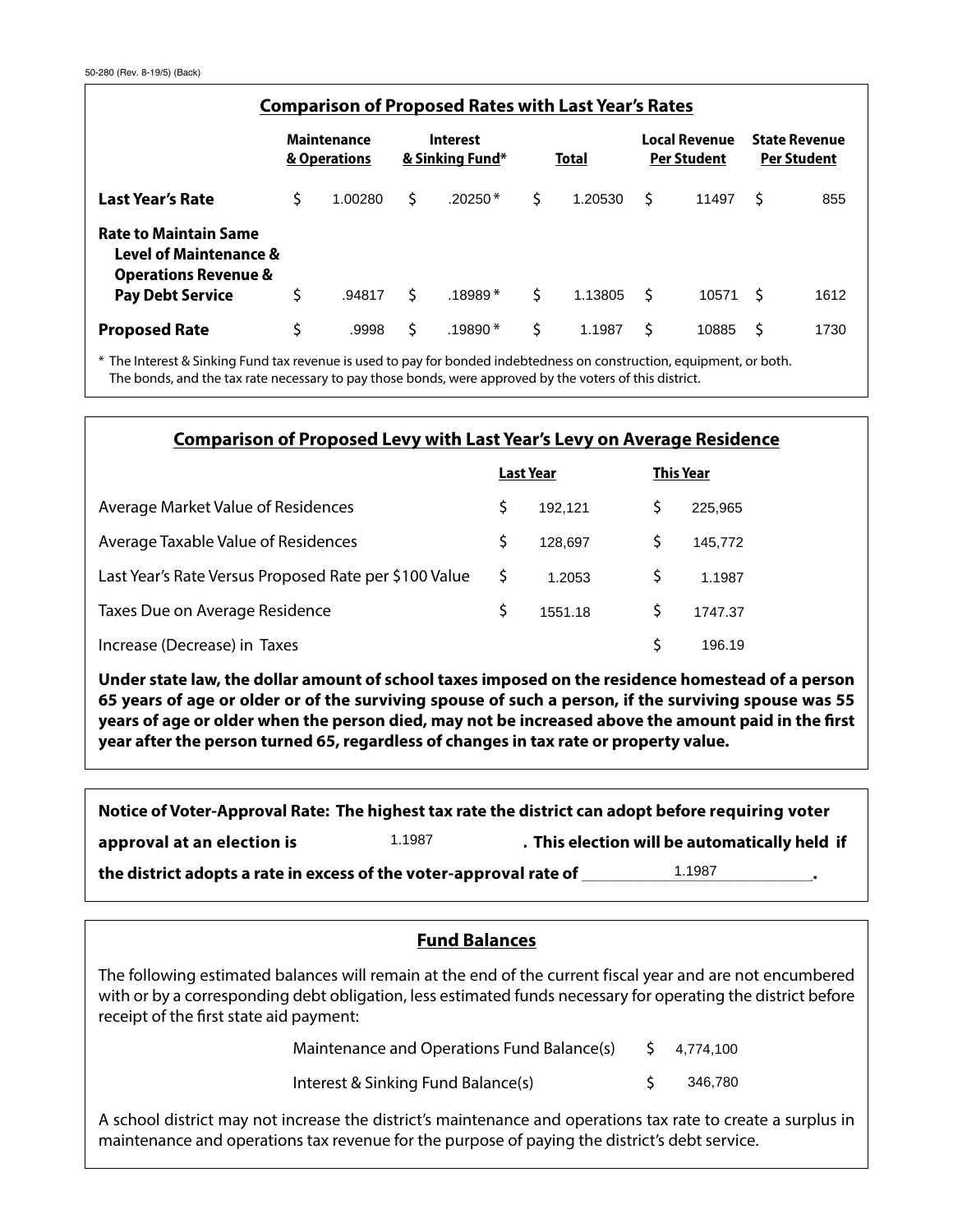## Comparison of Proposed Rates with Last Year's Rates

| | Maintenance & Operations | Interest & Sinking Fund* | Total | Local Revenue Per Student | State Revenue Per Student |
|---|---|---|---|---|---|
| **Last Year's Rate** | $ 1.00280 | $ .20250 * | $ 1.20530 | $ 11497 | $ 855 |
| **Rate to Maintain Same Level of Maintenance & Operations Revenue & Pay Debt Service** | $ .94817 | $ .18989 * | $ 1.13805 | $ 10571 | $ 1612 |
| **Proposed Rate** | $ .9998 | $ .19890 * | $ 1.1987 | $ 10885 | $ 1730 |

* The Interest & Sinking Fund tax revenue is used to pay for bonded indebtedness on construction, equipment, or both. The bonds, and the tax rate necessary to pay those bonds, were approved by the voters of this district.

## Comparison of Proposed Levy with Last Year's Levy on Average Residence

| | Last Year | This Year |
|---|---|---|
| Average Market Value of Residences | $ 192,121 | $ 225,965 |
| Average Taxable Value of Residences | $ 128,697 | $ 145,772 |
| Last Year's Rate Versus Proposed Rate per $100 Value | $ 1.2053 | $ 1.1987 |
| Taxes Due on Average Residence | $ 1551.18 | $ 1747.37 |
| Increase (Decrease) in Taxes | | $ 196.19 |

**Under state law, the dollar amount of school taxes imposed on the residence homestead of a person 65 years of age or older or of the surviving spouse of such a person, if the surviving spouse was 55 years of age or older when the person died, may not be increased above the amount paid in the first year after the person turned 65, regardless of changes in tax rate or property value.**

**Notice of Voter-Approval Rate: The highest tax rate the district can adopt before requiring voter approval at an election is** 1.1987 **. This election will be automatically held if the district adopts a rate in excess of the voter-approval rate of** 1.1987**.**

## Fund Balances

The following estimated balances will remain at the end of the current fiscal year and are not encumbered with or by a corresponding debt obligation, less estimated funds necessary for operating the district before receipt of the first state aid payment:

| | |
|---|---|
| Maintenance and Operations Fund Balance(s) | $ 4,774,100 |
| Interest & Sinking Fund Balance(s) | $ 346,780 |

A school district may not increase the district's maintenance and operations tax rate to create a surplus in maintenance and operations tax revenue for the purpose of paying the district's debt service.